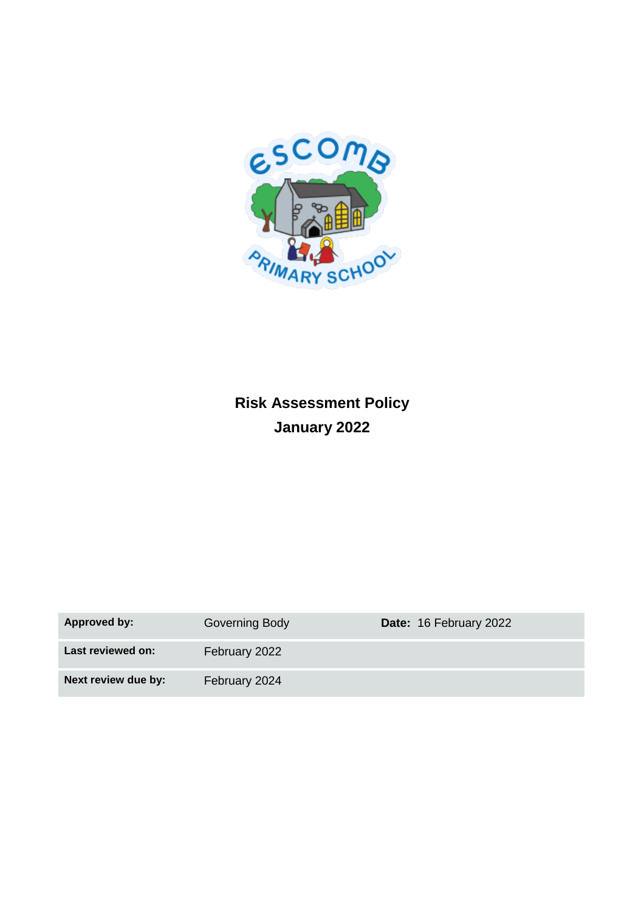# Risk Assessment Policy

## January 2022

| **Approved by:** | Governing Body | **Date:** 16 February 2022 |
|---|---|---|
| **Last reviewed on:** | February 2022 | |
| **Next review due by:** | February 2024 | |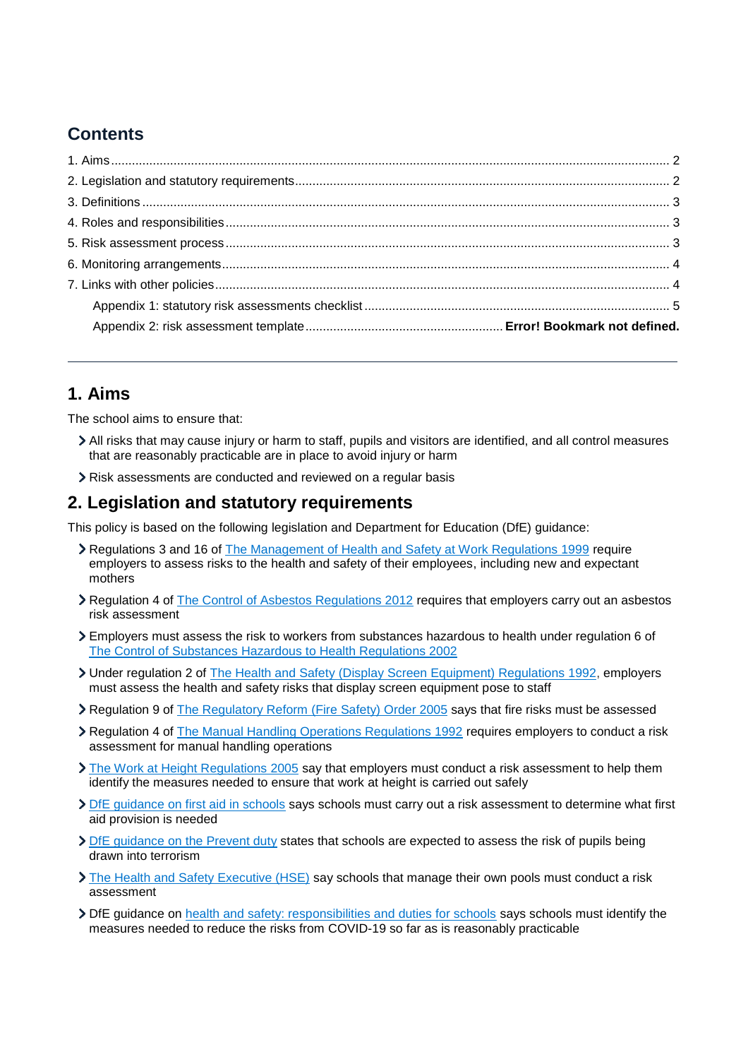## Contents

1. Aims ........................................ 2
2. Legislation and statutory requirements ........................................ 2
3. Definitions ........................................ 3
4. Roles and responsibilities ........................................ 3
5. Risk assessment process ........................................ 3
6. Monitoring arrangements ........................................ 4
7. Links with other policies ........................................ 4
   - Appendix 1: statutory risk assessments checklist ........................................ 5
   - Appendix 2: risk assessment template ........................................ **Error! Bookmark not defined.**

---

## 1. Aims

The school aims to ensure that:

- All risks that may cause injury or harm to staff, pupils and visitors are identified, and all control measures that are reasonably practicable are in place to avoid injury or harm
- Risk assessments are conducted and reviewed on a regular basis

## 2. Legislation and statutory requirements

This policy is based on the following legislation and Department for Education (DfE) guidance:

- Regulations 3 and 16 of The Management of Health and Safety at Work Regulations 1999 require employers to assess risks to the health and safety of their employees, including new and expectant mothers
- Regulation 4 of The Control of Asbestos Regulations 2012 requires that employers carry out an asbestos risk assessment
- Employers must assess the risk to workers from substances hazardous to health under regulation 6 of The Control of Substances Hazardous to Health Regulations 2002
- Under regulation 2 of The Health and Safety (Display Screen Equipment) Regulations 1992, employers must assess the health and safety risks that display screen equipment pose to staff
- Regulation 9 of The Regulatory Reform (Fire Safety) Order 2005 says that fire risks must be assessed
- Regulation 4 of The Manual Handling Operations Regulations 1992 requires employers to conduct a risk assessment for manual handling operations
- The Work at Height Regulations 2005 say that employers must conduct a risk assessment to help them identify the measures needed to ensure that work at height is carried out safely
- DfE guidance on first aid in schools says schools must carry out a risk assessment to determine what first aid provision is needed
- DfE guidance on the Prevent duty states that schools are expected to assess the risk of pupils being drawn into terrorism
- The Health and Safety Executive (HSE) say schools that manage their own pools must conduct a risk assessment
- DfE guidance on health and safety: responsibilities and duties for schools says schools must identify the measures needed to reduce the risks from COVID-19 so far as is reasonably practicable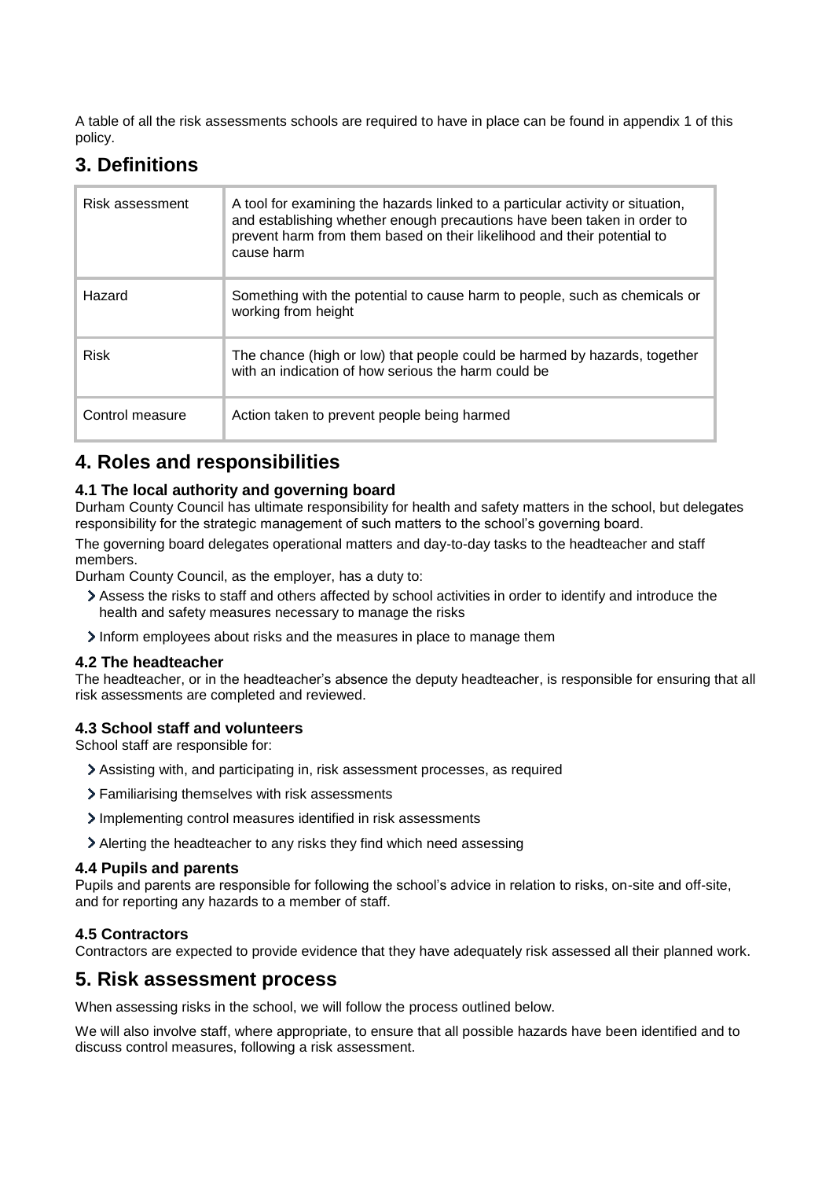A table of all the risk assessments schools are required to have in place can be found in appendix 1 of this policy.

## 3. Definitions

| | |
|---|---|
| Risk assessment | A tool for examining the hazards linked to a particular activity or situation, and establishing whether enough precautions have been taken in order to prevent harm from them based on their likelihood and their potential to cause harm |
| Hazard | Something with the potential to cause harm to people, such as chemicals or working from height |
| Risk | The chance (high or low) that people could be harmed by hazards, together with an indication of how serious the harm could be |
| Control measure | Action taken to prevent people being harmed |

## 4. Roles and responsibilities

### 4.1 The local authority and governing board

Durham County Council has ultimate responsibility for health and safety matters in the school, but delegates responsibility for the strategic management of such matters to the school's governing board.

The governing board delegates operational matters and day-to-day tasks to the headteacher and staff members.

Durham County Council, as the employer, has a duty to:

- Assess the risks to staff and others affected by school activities in order to identify and introduce the health and safety measures necessary to manage the risks
- Inform employees about risks and the measures in place to manage them

### 4.2 The headteacher

The headteacher, or in the headteacher's absence the deputy headteacher, is responsible for ensuring that all risk assessments are completed and reviewed.

### 4.3 School staff and volunteers

School staff are responsible for:

- Assisting with, and participating in, risk assessment processes, as required
- Familiarising themselves with risk assessments
- Implementing control measures identified in risk assessments
- Alerting the headteacher to any risks they find which need assessing

### 4.4 Pupils and parents

Pupils and parents are responsible for following the school's advice in relation to risks, on-site and off-site, and for reporting any hazards to a member of staff.

### 4.5 Contractors

Contractors are expected to provide evidence that they have adequately risk assessed all their planned work.

## 5. Risk assessment process

When assessing risks in the school, we will follow the process outlined below.

We will also involve staff, where appropriate, to ensure that all possible hazards have been identified and to discuss control measures, following a risk assessment.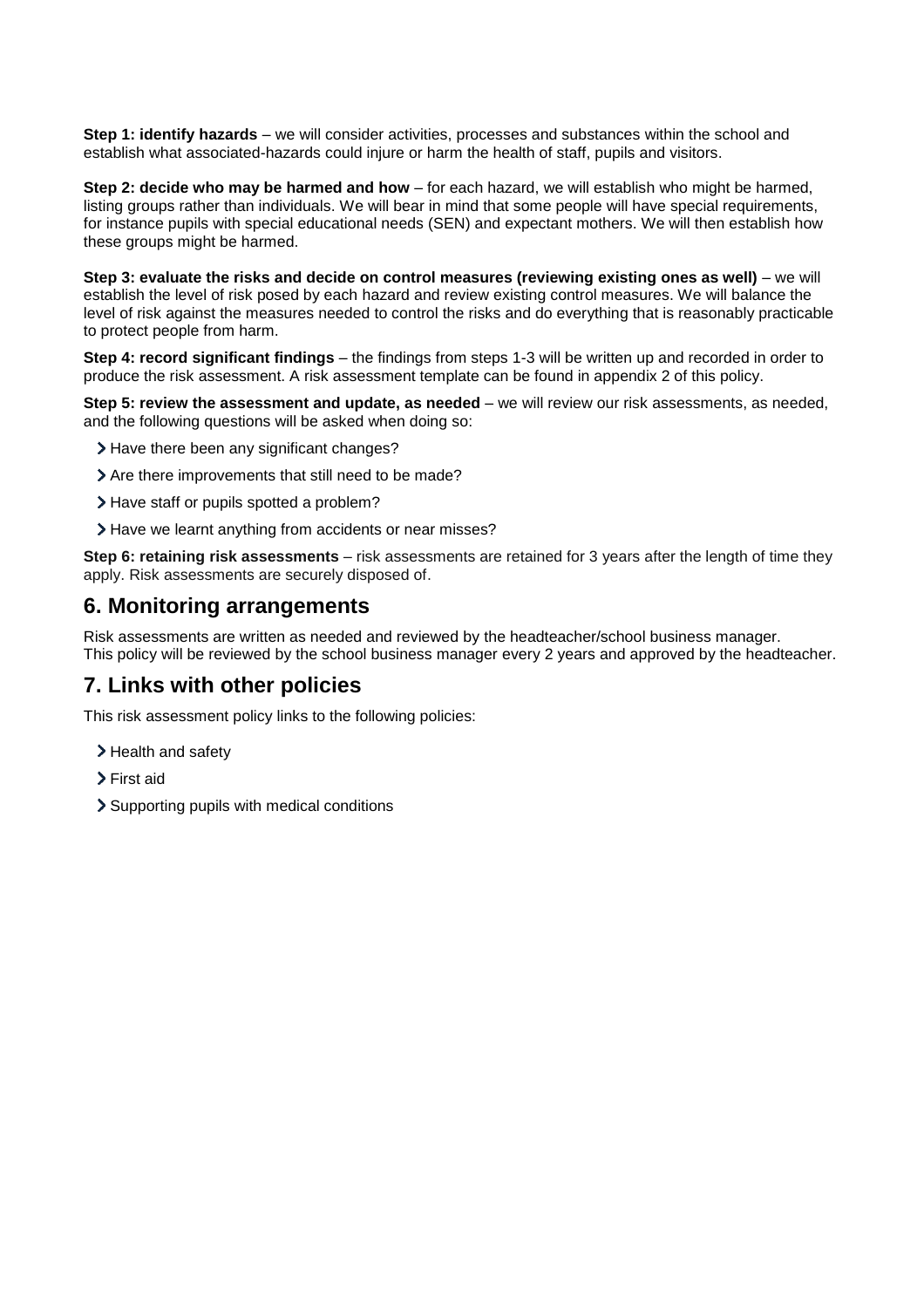**Step 1: identify hazards** – we will consider activities, processes and substances within the school and establish what associated-hazards could injure or harm the health of staff, pupils and visitors.

**Step 2: decide who may be harmed and how** – for each hazard, we will establish who might be harmed, listing groups rather than individuals. We will bear in mind that some people will have special requirements, for instance pupils with special educational needs (SEN) and expectant mothers. We will then establish how these groups might be harmed.

**Step 3: evaluate the risks and decide on control measures (reviewing existing ones as well)** – we will establish the level of risk posed by each hazard and review existing control measures. We will balance the level of risk against the measures needed to control the risks and do everything that is reasonably practicable to protect people from harm.

**Step 4: record significant findings** – the findings from steps 1-3 will be written up and recorded in order to produce the risk assessment. A risk assessment template can be found in appendix 2 of this policy.

**Step 5: review the assessment and update, as needed** – we will review our risk assessments, as needed, and the following questions will be asked when doing so:

- Have there been any significant changes?
- Are there improvements that still need to be made?
- Have staff or pupils spotted a problem?
- Have we learnt anything from accidents or near misses?

**Step 6: retaining risk assessments** – risk assessments are retained for 3 years after the length of time they apply. Risk assessments are securely disposed of.

## 6. Monitoring arrangements

Risk assessments are written as needed and reviewed by the headteacher/school business manager.
This policy will be reviewed by the school business manager every 2 years and approved by the headteacher.

## 7. Links with other policies

This risk assessment policy links to the following policies:

- Health and safety
- First aid
- Supporting pupils with medical conditions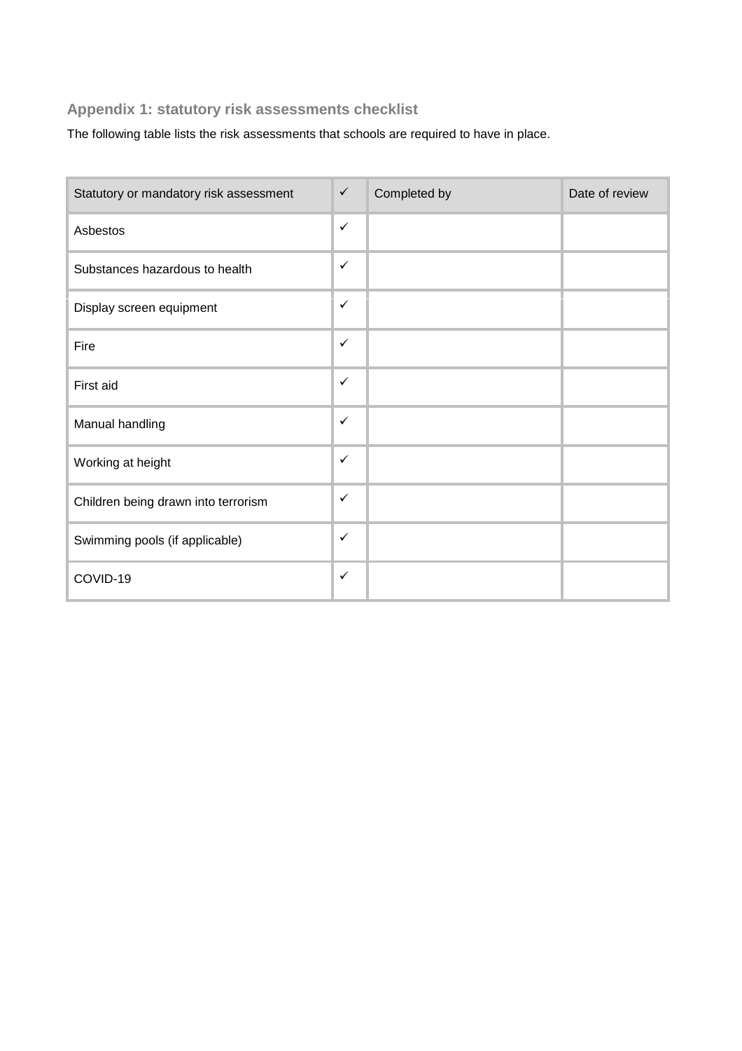## Appendix 1: statutory risk assessments checklist

The following table lists the risk assessments that schools are required to have in place.

| Statutory or mandatory risk assessment | ✓ | Completed by | Date of review |
|---|---|---|---|
| Asbestos | ✓ | | |
| Substances hazardous to health | ✓ | | |
| Display screen equipment | ✓ | | |
| Fire | ✓ | | |
| First aid | ✓ | | |
| Manual handling | ✓ | | |
| Working at height | ✓ | | |
| Children being drawn into terrorism | ✓ | | |
| Swimming pools (if applicable) | ✓ | | |
| COVID-19 | ✓ | | |